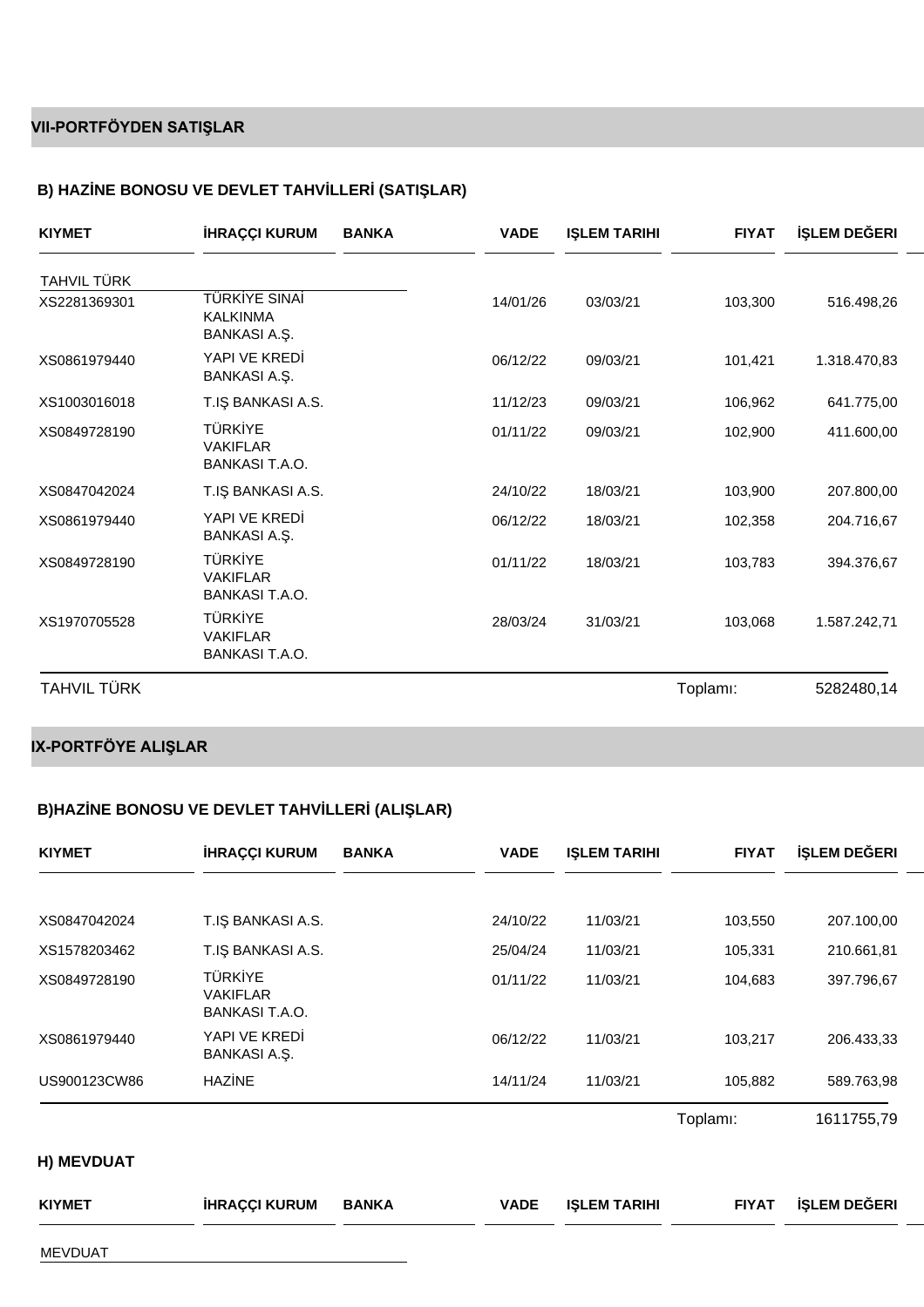## VII-PORTFÖYDEN SATIŞLAR

### B) HAZİNE BONOSU VE DEVLET TAHVİLLERİ (SATIŞLAR)

| KIYMET | İHRAÇÇI KURUM | BANKA | VADE | IŞLEM TARIHI | FIYAT | İŞLEM DEĞERI |
|---|---|---|---|---|---|---|
| TAHVIL TÜRK | | | | | | |
| XS2281369301 | TÜRKİYE SINAİ KALKINMA BANKASI A.Ş. | | 14/01/26 | 03/03/21 | 103,300 | 516.498,26 |
| XS0861979440 | YAPI VE KREDİ BANKASI A.Ş. | | 06/12/22 | 09/03/21 | 101,421 | 1.318.470,83 |
| XS1003016018 | T.IŞ BANKASI A.S. | | 11/12/23 | 09/03/21 | 106,962 | 641.775,00 |
| XS0849728190 | TÜRKİYE VAKIFLAR BANKASI T.A.O. | | 01/11/22 | 09/03/21 | 102,900 | 411.600,00 |
| XS0847042024 | T.IŞ BANKASI A.S. | | 24/10/22 | 18/03/21 | 103,900 | 207.800,00 |
| XS0861979440 | YAPI VE KREDİ BANKASI A.Ş. | | 06/12/22 | 18/03/21 | 102,358 | 204.716,67 |
| XS0849728190 | TÜRKİYE VAKIFLAR BANKASI T.A.O. | | 01/11/22 | 18/03/21 | 103,783 | 394.376,67 |
| XS1970705528 | TÜRKİYE VAKIFLAR BANKASI T.A.O. | | 28/03/24 | 31/03/21 | 103,068 | 1.587.242,71 |
| TAHVIL TÜRK | | | | | Toplamı: | 5282480,14 |

## IX-PORTFÖYE ALIŞLAR

### B)HAZİNE BONOSU VE DEVLET TAHVİLLERİ (ALIŞLAR)

| KIYMET | İHRAÇÇI KURUM | BANKA | VADE | IŞLEM TARIHI | FIYAT | İŞLEM DEĞERI |
|---|---|---|---|---|---|---|
| XS0847042024 | T.IŞ BANKASI A.S. | | 24/10/22 | 11/03/21 | 103,550 | 207.100,00 |
| XS1578203462 | T.IŞ BANKASI A.S. | | 25/04/24 | 11/03/21 | 105,331 | 210.661,81 |
| XS0849728190 | TÜRKİYE VAKIFLAR BANKASI T.A.O. | | 01/11/22 | 11/03/21 | 104,683 | 397.796,67 |
| XS0861979440 | YAPI VE KREDİ BANKASI A.Ş. | | 06/12/22 | 11/03/21 | 103,217 | 206.433,33 |
| US900123CW86 | HAZİNE | | 14/11/24 | 11/03/21 | 105,882 | 589.763,98 |
| | | | | | Toplamı: | 1611755,79 |

### H) MEVDUAT

| KIYMET | İHRAÇÇI KURUM | BANKA | VADE | IŞLEM TARIHI | FIYAT | İŞLEM DEĞERI |
|---|---|---|---|---|---|---|
| MEVDUAT | | | | | | |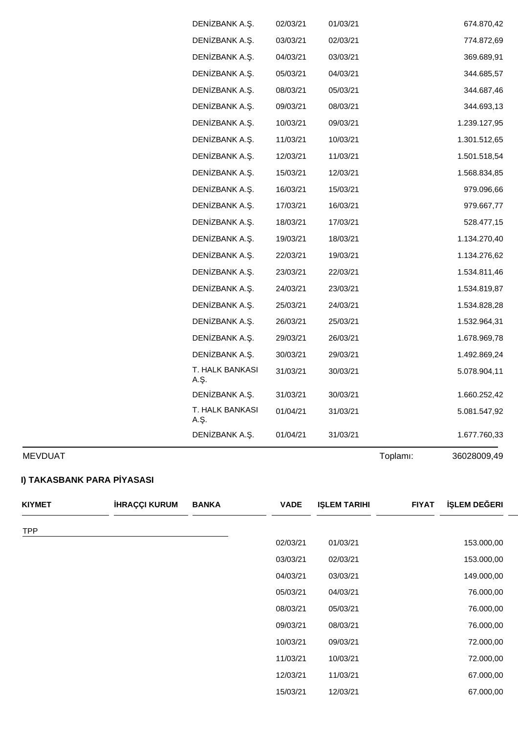| KIYMET | İHRAÇÇI KURUM | BANKA | VADE | IŞLEM TARIHI | FIYAT | İŞLEM DEĞERI |
|---|---|---|---|---|---|---|
| | | DENİZBANK A.Ş. | 02/03/21 | 01/03/21 | | 674.870,42 |
| | | DENİZBANK A.Ş. | 03/03/21 | 02/03/21 | | 774.872,69 |
| | | DENİZBANK A.Ş. | 04/03/21 | 03/03/21 | | 369.689,91 |
| | | DENİZBANK A.Ş. | 05/03/21 | 04/03/21 | | 344.685,57 |
| | | DENİZBANK A.Ş. | 08/03/21 | 05/03/21 | | 344.687,46 |
| | | DENİZBANK A.Ş. | 09/03/21 | 08/03/21 | | 344.693,13 |
| | | DENİZBANK A.Ş. | 10/03/21 | 09/03/21 | | 1.239.127,95 |
| | | DENİZBANK A.Ş. | 11/03/21 | 10/03/21 | | 1.301.512,65 |
| | | DENİZBANK A.Ş. | 12/03/21 | 11/03/21 | | 1.501.518,54 |
| | | DENİZBANK A.Ş. | 15/03/21 | 12/03/21 | | 1.568.834,85 |
| | | DENİZBANK A.Ş. | 16/03/21 | 15/03/21 | | 979.096,66 |
| | | DENİZBANK A.Ş. | 17/03/21 | 16/03/21 | | 979.667,77 |
| | | DENİZBANK A.Ş. | 18/03/21 | 17/03/21 | | 528.477,15 |
| | | DENİZBANK A.Ş. | 19/03/21 | 18/03/21 | | 1.134.270,40 |
| | | DENİZBANK A.Ş. | 22/03/21 | 19/03/21 | | 1.134.276,62 |
| | | DENİZBANK A.Ş. | 23/03/21 | 22/03/21 | | 1.534.811,46 |
| | | DENİZBANK A.Ş. | 24/03/21 | 23/03/21 | | 1.534.819,87 |
| | | DENİZBANK A.Ş. | 25/03/21 | 24/03/21 | | 1.534.828,28 |
| | | DENİZBANK A.Ş. | 26/03/21 | 25/03/21 | | 1.532.964,31 |
| | | DENİZBANK A.Ş. | 29/03/21 | 26/03/21 | | 1.678.969,78 |
| | | DENİZBANK A.Ş. | 30/03/21 | 29/03/21 | | 1.492.869,24 |
| | | T. HALK BANKASI A.Ş. | 31/03/21 | 30/03/21 | | 5.078.904,11 |
| | | DENİZBANK A.Ş. | 31/03/21 | 30/03/21 | | 1.660.252,42 |
| | | T. HALK BANKASI A.Ş. | 01/04/21 | 31/03/21 | | 5.081.547,92 |
| | | DENİZBANK A.Ş. | 01/04/21 | 31/03/21 | | 1.677.760,33 |
| MEVDUAT | | | | | Toplamı: | 36028009,49 |

### I) TAKASBANK PARA PİYASASI

| KIYMET | İHRAÇÇI KURUM | BANKA | VADE | IŞLEM TARIHI | FIYAT | İŞLEM DEĞERI |
|---|---|---|---|---|---|---|
| TPP | | | | | | |
| | | | 02/03/21 | 01/03/21 | | 153.000,00 |
| | | | 03/03/21 | 02/03/21 | | 153.000,00 |
| | | | 04/03/21 | 03/03/21 | | 149.000,00 |
| | | | 05/03/21 | 04/03/21 | | 76.000,00 |
| | | | 08/03/21 | 05/03/21 | | 76.000,00 |
| | | | 09/03/21 | 08/03/21 | | 76.000,00 |
| | | | 10/03/21 | 09/03/21 | | 72.000,00 |
| | | | 11/03/21 | 10/03/21 | | 72.000,00 |
| | | | 12/03/21 | 11/03/21 | | 67.000,00 |
| | | | 15/03/21 | 12/03/21 | | 67.000,00 |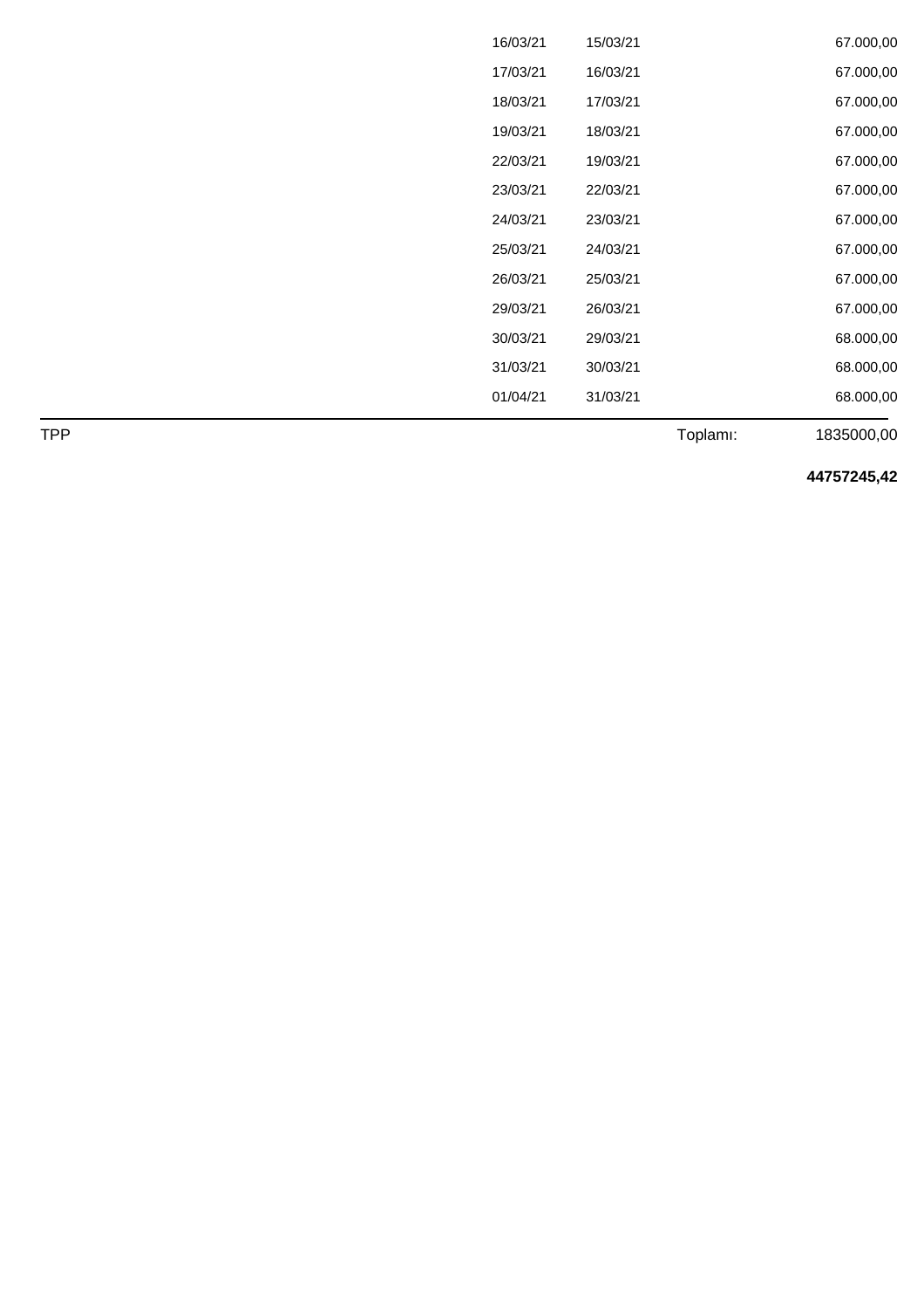| | | | | |
|---|---|---|---|---|
| | 16/03/21 | 15/03/21 | | 67.000,00 |
| | 17/03/21 | 16/03/21 | | 67.000,00 |
| | 18/03/21 | 17/03/21 | | 67.000,00 |
| | 19/03/21 | 18/03/21 | | 67.000,00 |
| | 22/03/21 | 19/03/21 | | 67.000,00 |
| | 23/03/21 | 22/03/21 | | 67.000,00 |
| | 24/03/21 | 23/03/21 | | 67.000,00 |
| | 25/03/21 | 24/03/21 | | 67.000,00 |
| | 26/03/21 | 25/03/21 | | 67.000,00 |
| | 29/03/21 | 26/03/21 | | 67.000,00 |
| | 30/03/21 | 29/03/21 | | 68.000,00 |
| | 31/03/21 | 30/03/21 | | 68.000,00 |
| | 01/04/21 | 31/03/21 | | 68.000,00 |
| TPP | | | Toplamı: | 1835000,00 |
| | | | | **44757245,42** |